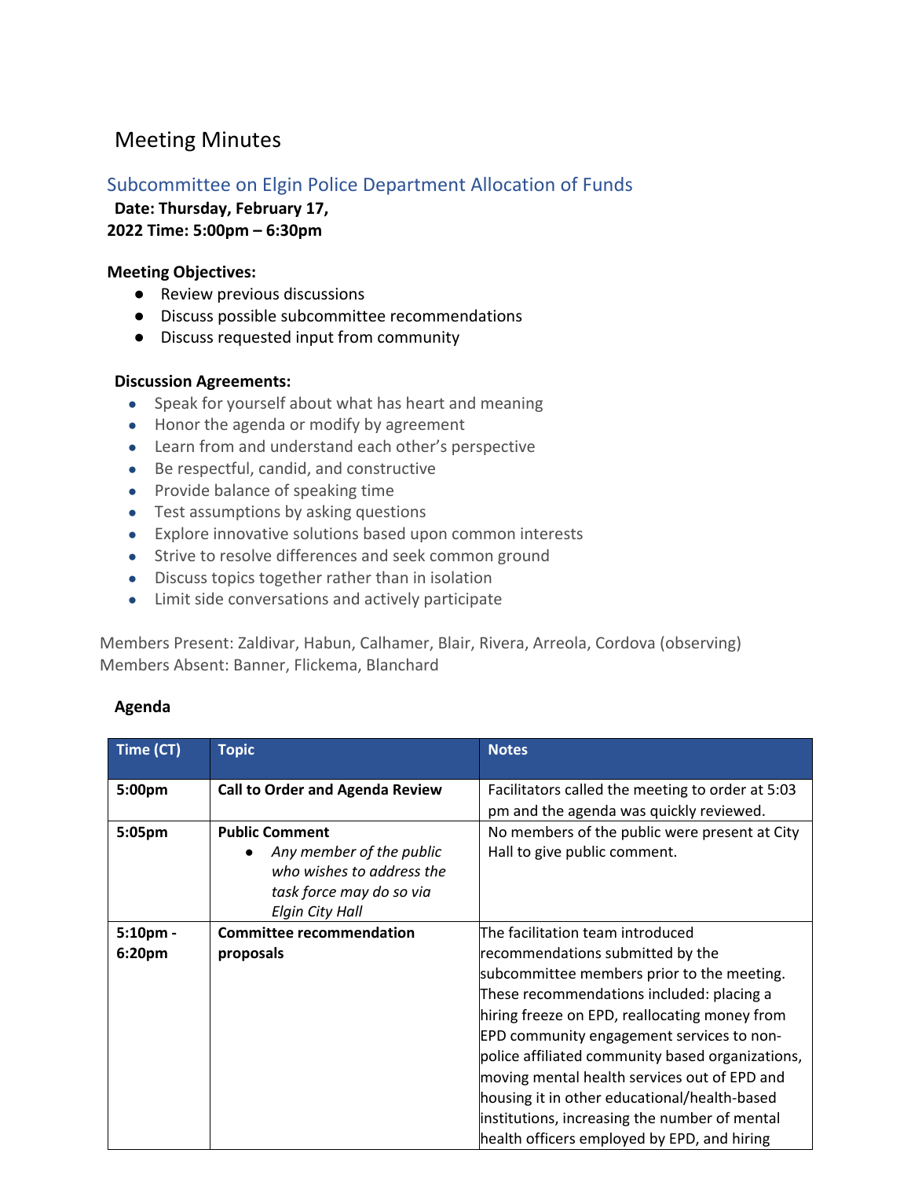# Meeting Minutes

## Subcommittee on Elgin Police Department Allocation of Funds

**Date: Thursday, February 17, 2022 Time: 5:00pm – 6:30pm**

**Meeting Objectives:**

- Review previous discussions
- Discuss possible subcommittee recommendations
- Discuss requested input from community

**Discussion Agreements:**

- Speak for yourself about what has heart and meaning
- Honor the agenda or modify by agreement
- Learn from and understand each other's perspective
- Be respectful, candid, and constructive
- Provide balance of speaking time
- Test assumptions by asking questions
- Explore innovative solutions based upon common interests
- Strive to resolve differences and seek common ground
- Discuss topics together rather than in isolation
- Limit side conversations and actively participate

Members Present: Zaldivar, Habun, Calhamer, Blair, Rivera, Arreola, Cordova (observing)
Members Absent: Banner, Flickema, Blanchard

**Agenda**

| Time (CT) | Topic | Notes |
|---|---|---|
| **5:00pm** | **Call to Order and Agenda Review** | Facilitators called the meeting to order at 5:03 pm and the agenda was quickly reviewed. |
| **5:05pm** | **Public Comment**<br>• *Any member of the public who wishes to address the task force may do so via Elgin City Hall* | No members of the public were present at City Hall to give public comment. |
| **5:10pm - 6:20pm** | **Committee recommendation proposals** | The facilitation team introduced recommendations submitted by the subcommittee members prior to the meeting. These recommendations included: placing a hiring freeze on EPD, reallocating money from EPD community engagement services to non-police affiliated community based organizations, moving mental health services out of EPD and housing it in other educational/health-based institutions, increasing the number of mental health officers employed by EPD, and hiring |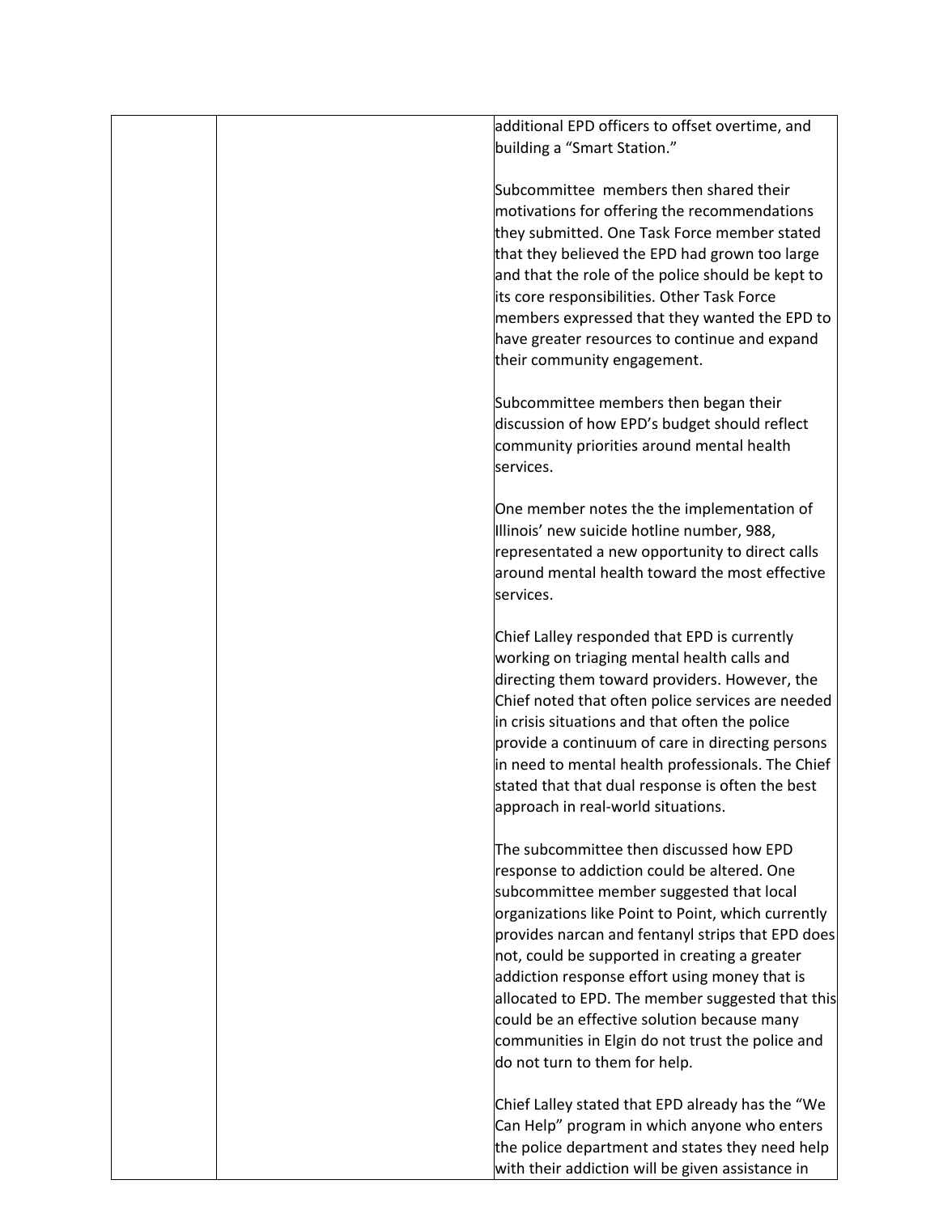| | | additional EPD officers to offset overtime, and building a "Smart Station."<br><br>Subcommittee members then shared their motivations for offering the recommendations they submitted. One Task Force member stated that they believed the EPD had grown too large and that the role of the police should be kept to its core responsibilities. Other Task Force members expressed that they wanted the EPD to have greater resources to continue and expand their community engagement.<br><br>Subcommittee members then began their discussion of how EPD's budget should reflect community priorities around mental health services.<br><br>One member notes the the implementation of Illinois' new suicide hotline number, 988, representated a new opportunity to direct calls around mental health toward the most effective services.<br><br>Chief Lalley responded that EPD is currently working on triaging mental health calls and directing them toward providers. However, the Chief noted that often police services are needed in crisis situations and that often the police provide a continuum of care in directing persons in need to mental health professionals. The Chief stated that that dual response is often the best approach in real-world situations.<br><br>The subcommittee then discussed how EPD response to addiction could be altered. One subcommittee member suggested that local organizations like Point to Point, which currently provides narcan and fentanyl strips that EPD does not, could be supported in creating a greater addiction response effort using money that is allocated to EPD. The member suggested that this could be an effective solution because many communities in Elgin do not trust the police and do not turn to them for help.<br><br>Chief Lalley stated that EPD already has the "We Can Help" program in which anyone who enters the police department and states they need help with their addiction will be given assistance in |
|---|---|---|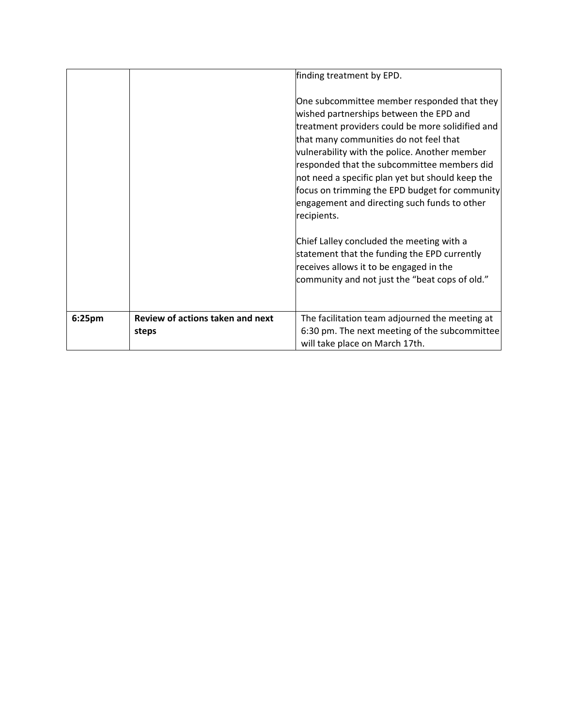| | | |
|---|---|---|
| | | finding treatment by EPD.<br><br>One subcommittee member responded that they wished partnerships between the EPD and treatment providers could be more solidified and that many communities do not feel that vulnerability with the police. Another member responded that the subcommittee members did not need a specific plan yet but should keep the focus on trimming the EPD budget for community engagement and directing such funds to other recipients.<br><br>Chief Lalley concluded the meeting with a statement that the funding the EPD currently receives allows it to be engaged in the community and not just the "beat cops of old." |
| **6:25pm** | **Review of actions taken and next steps** | The facilitation team adjourned the meeting at 6:30 pm. The next meeting of the subcommittee will take place on March 17th. |